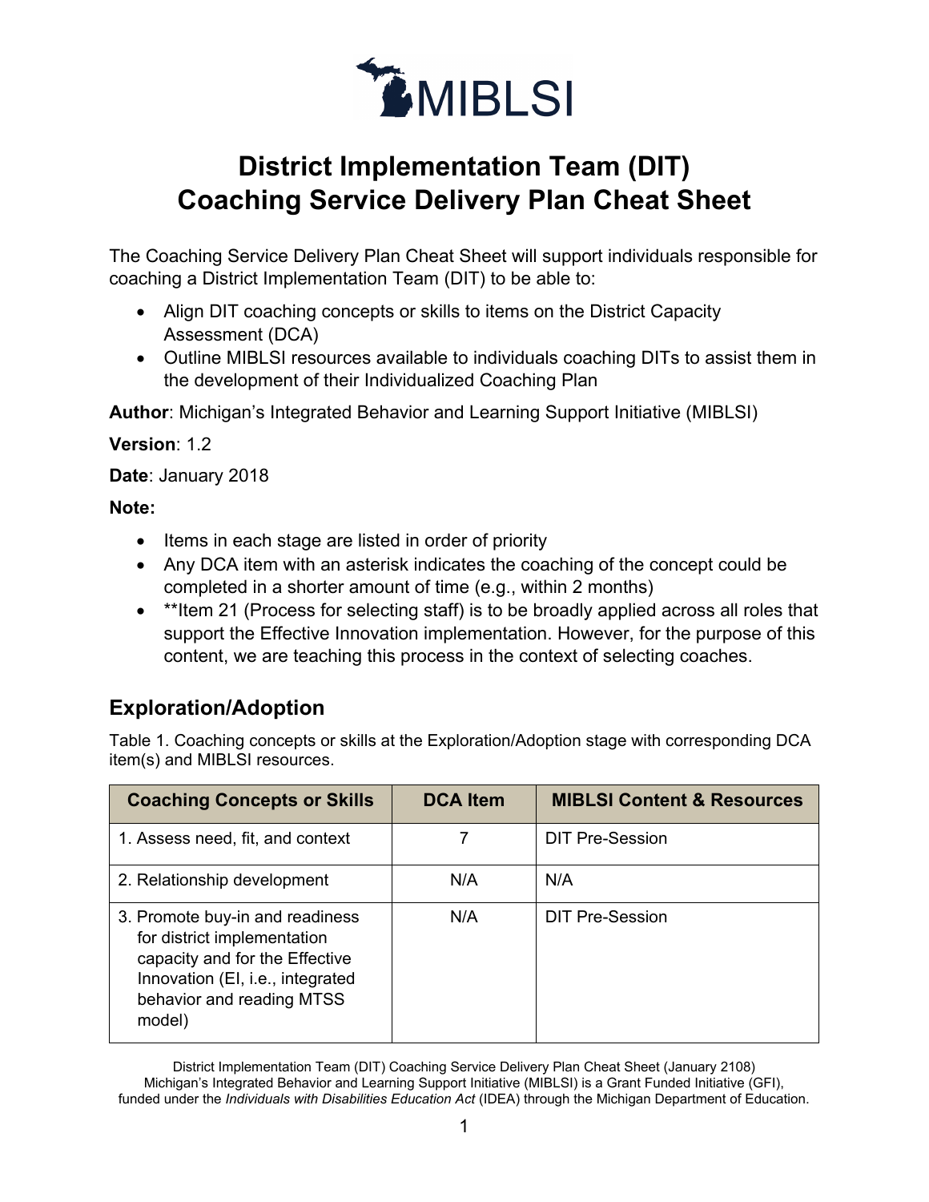# District Implementation Team (DIT) Coaching Service Delivery Plan Cheat Sheet

The Coaching Service Delivery Plan Cheat Sheet will support individuals responsible for coaching a District Implementation Team (DIT) to be able to:

- Align DIT coaching concepts or skills to items on the District Capacity Assessment (DCA)
- Outline MIBLSI resources available to individuals coaching DITs to assist them in the development of their Individualized Coaching Plan

**Author**: Michigan's Integrated Behavior and Learning Support Initiative (MIBLSI)

**Version**: 1.2

**Date**: January 2018

**Note:**

- Items in each stage are listed in order of priority
- Any DCA item with an asterisk indicates the coaching of the concept could be completed in a shorter amount of time (e.g., within 2 months)
- **Item 21 (Process for selecting staff) is to be broadly applied across all roles that support the Effective Innovation implementation. However, for the purpose of this content, we are teaching this process in the context of selecting coaches.

## Exploration/Adoption

Table 1. Coaching concepts or skills at the Exploration/Adoption stage with corresponding DCA item(s) and MIBLSI resources.

| Coaching Concepts or Skills | DCA Item | MIBLSI Content & Resources |
|---|---|---|
| 1. Assess need, fit, and context | 7 | DIT Pre-Session |
| 2. Relationship development | N/A | N/A |
| 3. Promote buy-in and readiness for district implementation capacity and for the Effective Innovation (EI, i.e., integrated behavior and reading MTSS model) | N/A | DIT Pre-Session |

District Implementation Team (DIT) Coaching Service Delivery Plan Cheat Sheet (January 2108)
Michigan's Integrated Behavior and Learning Support Initiative (MIBLSI) is a Grant Funded Initiative (GFI), funded under the *Individuals with Disabilities Education Act* (IDEA) through the Michigan Department of Education.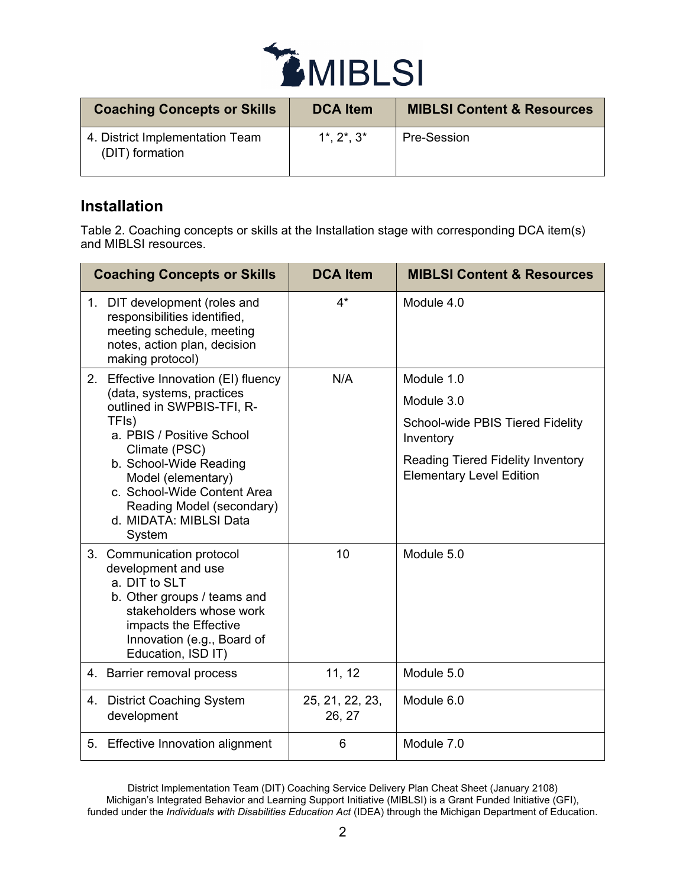| Coaching Concepts or Skills | DCA Item | MIBLSI Content & Resources |
|---|---|---|
| 4. District Implementation Team (DIT) formation | 1*, 2*, 3* | Pre-Session |

## Installation

Table 2. Coaching concepts or skills at the Installation stage with corresponding DCA item(s) and MIBLSI resources.

| Coaching Concepts or Skills | DCA Item | MIBLSI Content & Resources |
|---|---|---|
| 1. DIT development (roles and responsibilities identified, meeting schedule, meeting notes, action plan, decision making protocol) | 4* | Module 4.0 |
| 2. Effective Innovation (EI) fluency (data, systems, practices outlined in SWPBIS-TFI, R-TFIs)<br>a. PBIS / Positive School Climate (PSC)<br>b. School-Wide Reading Model (elementary)<br>c. School-Wide Content Area Reading Model (secondary)<br>d. MIDATA: MIBLSI Data System | N/A | Module 1.0<br>Module 3.0<br>School-wide PBIS Tiered Fidelity Inventory<br>Reading Tiered Fidelity Inventory Elementary Level Edition |
| 3. Communication protocol development and use<br>a. DIT to SLT<br>b. Other groups / teams and stakeholders whose work impacts the Effective Innovation (e.g., Board of Education, ISD IT) | 10 | Module 5.0 |
| 4. Barrier removal process | 11, 12 | Module 5.0 |
| 4. District Coaching System development | 25, 21, 22, 23, 26, 27 | Module 6.0 |
| 5. Effective Innovation alignment | 6 | Module 7.0 |

District Implementation Team (DIT) Coaching Service Delivery Plan Cheat Sheet (January 2108)
Michigan's Integrated Behavior and Learning Support Initiative (MIBLSI) is a Grant Funded Initiative (GFI), funded under the *Individuals with Disabilities Education Act* (IDEA) through the Michigan Department of Education.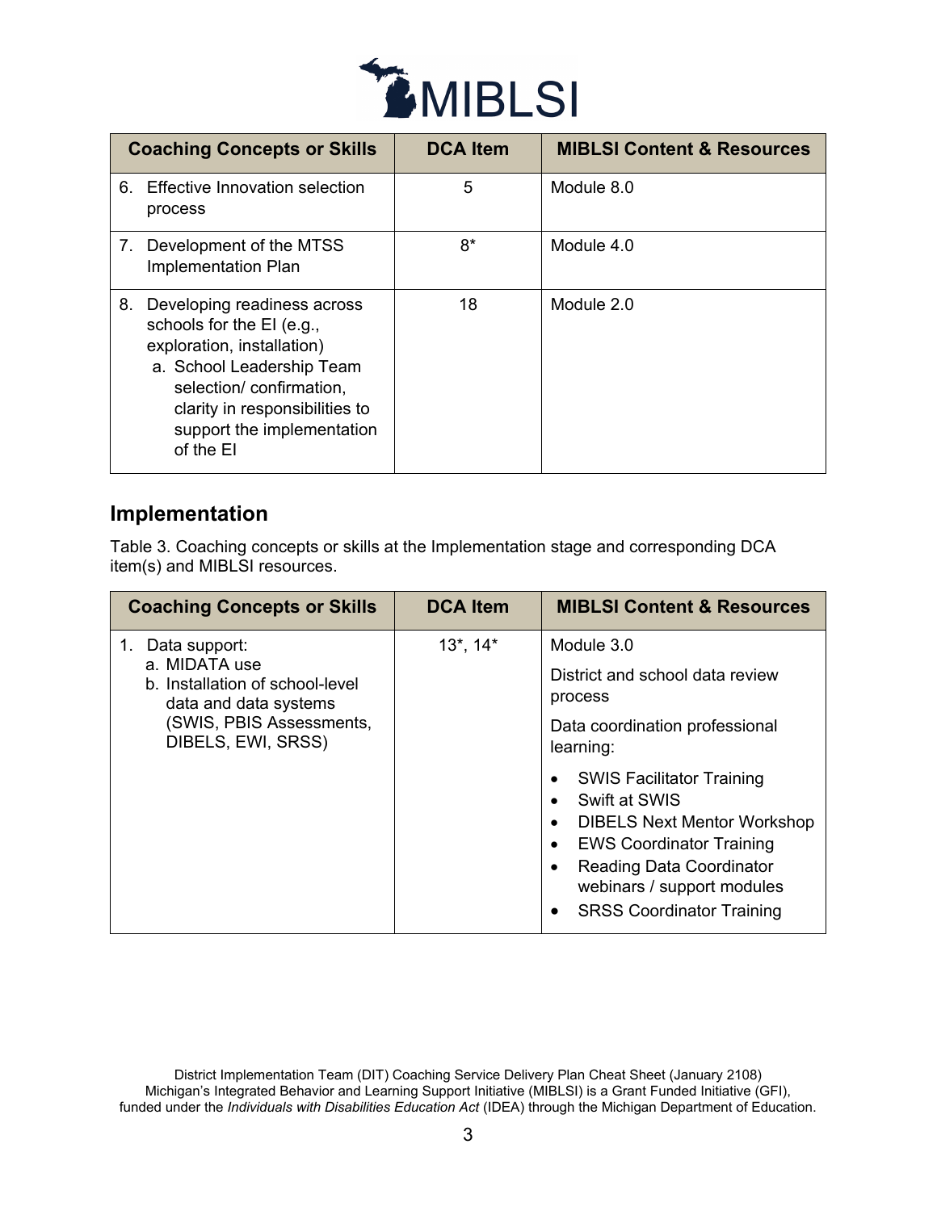| Coaching Concepts or Skills | DCA Item | MIBLSI Content & Resources |
| --- | --- | --- |
| 6. Effective Innovation selection process | 5 | Module 8.0 |
| 7. Development of the MTSS Implementation Plan | 8* | Module 4.0 |
| 8. Developing readiness across schools for the EI (e.g., exploration, installation)<br>a. School Leadership Team selection/ confirmation, clarity in responsibilities to support the implementation of the EI | 18 | Module 2.0 |

## Implementation

Table 3. Coaching concepts or skills at the Implementation stage and corresponding DCA item(s) and MIBLSI resources.

| Coaching Concepts or Skills | DCA Item | MIBLSI Content & Resources |
| --- | --- | --- |
| 1. Data support:<br>a. MIDATA use<br>b. Installation of school-level data and data systems (SWIS, PBIS Assessments, DIBELS, EWI, SRSS) | 13*, 14* | Module 3.0<br>District and school data review process<br>Data coordination professional learning:<br>• SWIS Facilitator Training<br>• Swift at SWIS<br>• DIBELS Next Mentor Workshop<br>• EWS Coordinator Training<br>• Reading Data Coordinator webinars / support modules<br>• SRSS Coordinator Training |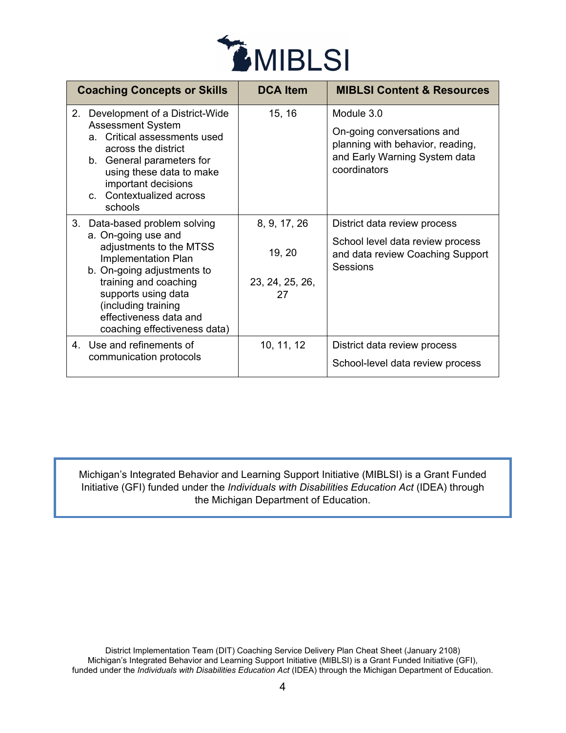MIBLSI

| Coaching Concepts or Skills | DCA Item | MIBLSI Content & Resources |
|---|---|---|
| 2. Development of a District-Wide Assessment System<br>a. Critical assessments used across the district<br>b. General parameters for using these data to make important decisions<br>c. Contextualized across schools | 15, 16 | Module 3.0<br>On-going conversations and planning with behavior, reading, and Early Warning System data coordinators |
| 3. Data-based problem solving<br>a. On-going use and adjustments to the MTSS Implementation Plan<br>b. On-going adjustments to training and coaching supports using data (including training effectiveness data and coaching effectiveness data) | 8, 9, 17, 26<br>19, 20<br>23, 24, 25, 26, 27 | District data review process<br>School level data review process and data review Coaching Support Sessions |
| 4. Use and refinements of communication protocols | 10, 11, 12 | District data review process<br>School-level data review process |

Michigan's Integrated Behavior and Learning Support Initiative (MIBLSI) is a Grant Funded Initiative (GFI) funded under the *Individuals with Disabilities Education Act* (IDEA) through the Michigan Department of Education.